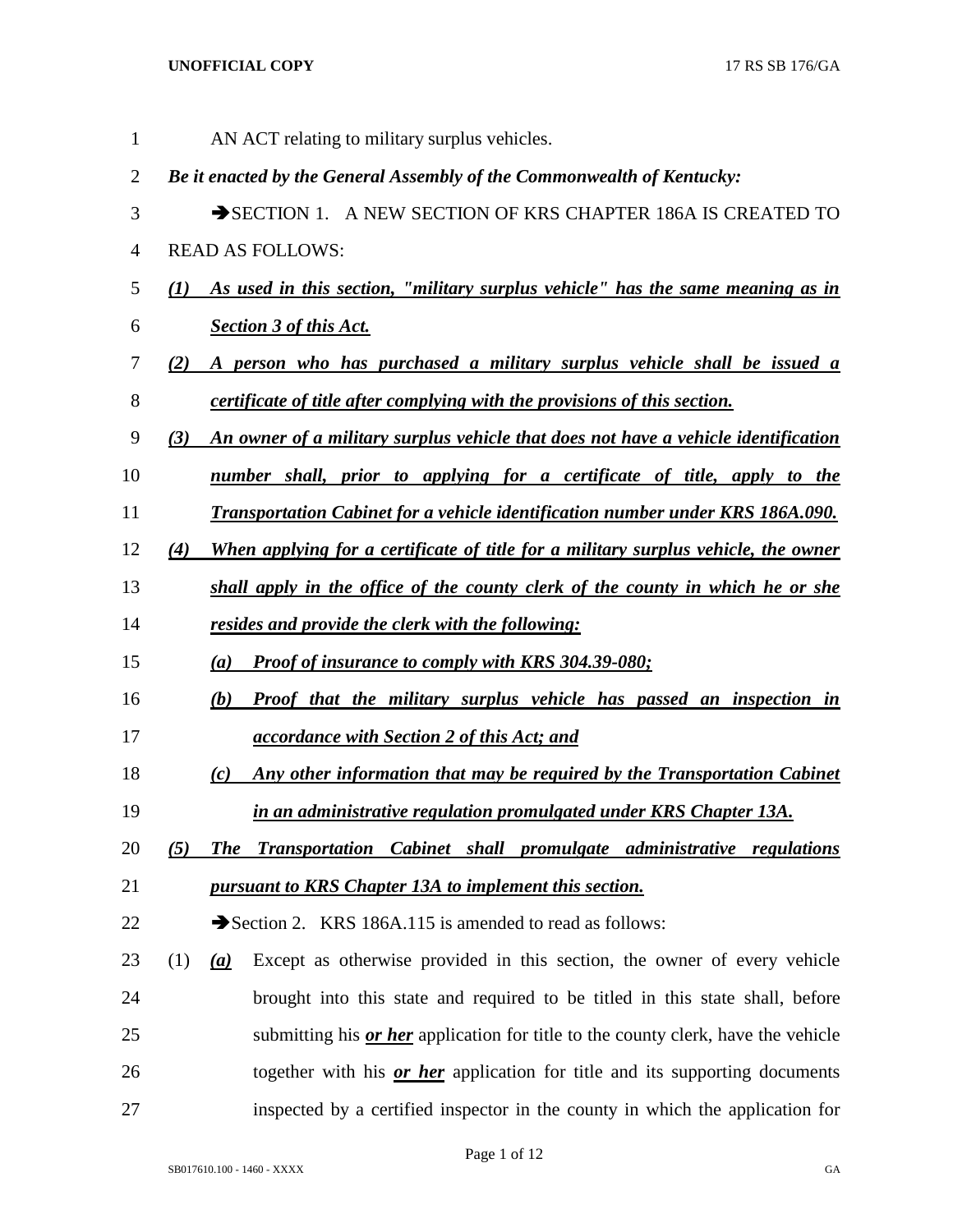AN ACT relating to military surplus vehicles.

***Be it enacted by the General Assembly of the Commonwealth of Kentucky:***

➔SECTION 1. A NEW SECTION OF KRS CHAPTER 186A IS CREATED TO READ AS FOLLOWS:

***(1) As used in this section, "military surplus vehicle" has the same meaning as in Section 3 of this Act.***

***(2) A person who has purchased a military surplus vehicle shall be issued a certificate of title after complying with the provisions of this section.***

***(3) An owner of a military surplus vehicle that does not have a vehicle identification number shall, prior to applying for a certificate of title, apply to the Transportation Cabinet for a vehicle identification number under KRS 186A.090.***

***(4) When applying for a certificate of title for a military surplus vehicle, the owner shall apply in the office of the county clerk of the county in which he or she resides and provide the clerk with the following:***

***(a) Proof of insurance to comply with KRS 304.39-080;***

***(b) Proof that the military surplus vehicle has passed an inspection in accordance with Section 2 of this Act; and***

***(c) Any other information that may be required by the Transportation Cabinet in an administrative regulation promulgated under KRS Chapter 13A.***

***(5) The Transportation Cabinet shall promulgate administrative regulations pursuant to KRS Chapter 13A to implement this section.***

➔Section 2. KRS 186A.115 is amended to read as follows:

(1) ***(a)*** Except as otherwise provided in this section, the owner of every vehicle brought into this state and required to be titled in this state shall, before submitting his ***or her*** application for title to the county clerk, have the vehicle together with his ***or her*** application for title and its supporting documents inspected by a certified inspector in the county in which the application for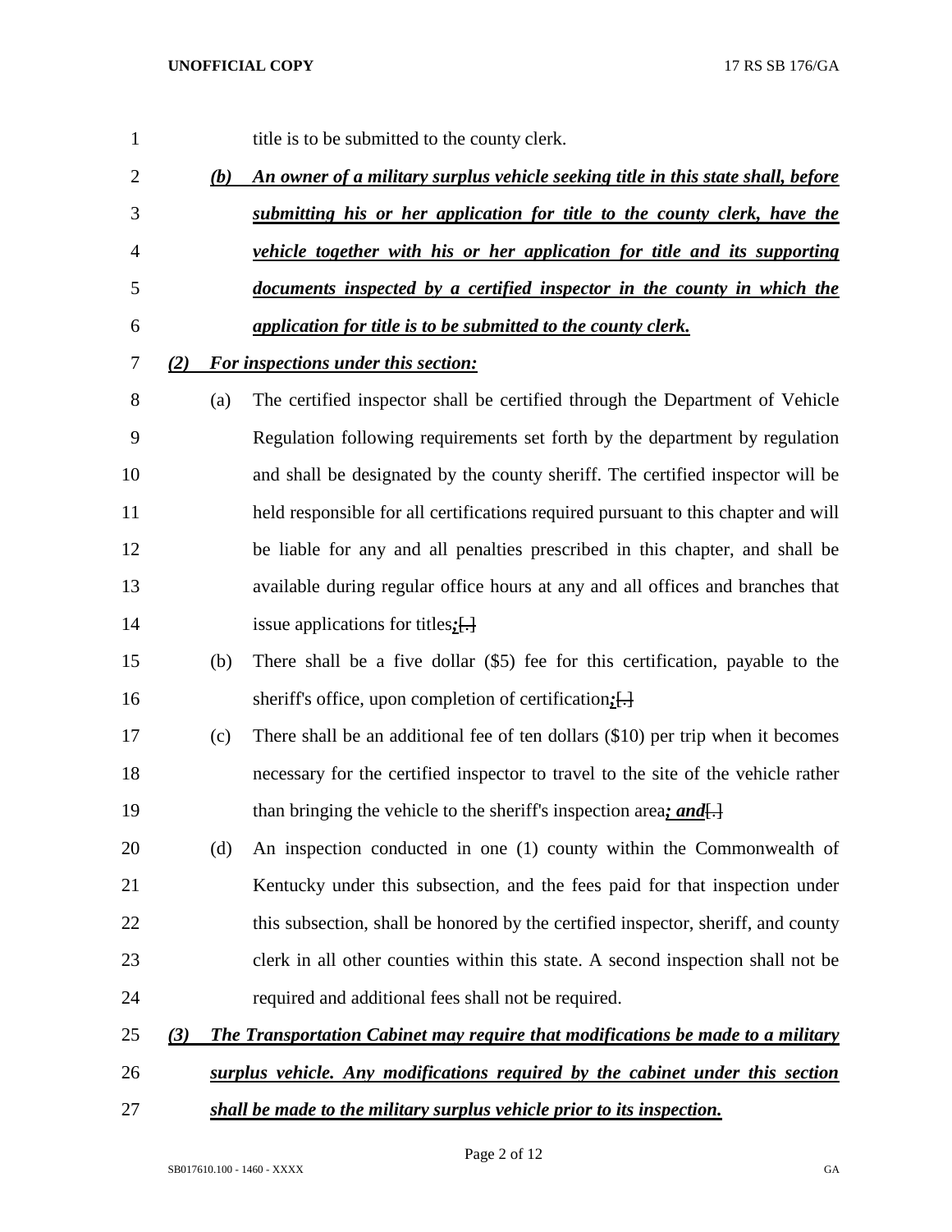title is to be submitted to the county clerk.

***(b) An owner of a military surplus vehicle seeking title in this state shall, before submitting his or her application for title to the county clerk, have the vehicle together with his or her application for title and its supporting documents inspected by a certified inspector in the county in which the application for title is to be submitted to the county clerk.***

***(2) For inspections under this section:***

(a) The certified inspector shall be certified through the Department of Vehicle Regulation following requirements set forth by the department by regulation and shall be designated by the county sheriff. The certified inspector will be held responsible for all certifications required pursuant to this chapter and will be liable for any and all penalties prescribed in this chapter, and shall be available during regular office hours at any and all offices and branches that issue applications for titles***;***~~[.]~~

(b) There shall be a five dollar ($5) fee for this certification, payable to the sheriff's office, upon completion of certification***;***~~[.]~~

(c) There shall be an additional fee of ten dollars ($10) per trip when it becomes necessary for the certified inspector to travel to the site of the vehicle rather than bringing the vehicle to the sheriff's inspection area***; and***~~[.]~~

(d) An inspection conducted in one (1) county within the Commonwealth of Kentucky under this subsection, and the fees paid for that inspection under this subsection, shall be honored by the certified inspector, sheriff, and county clerk in all other counties within this state. A second inspection shall not be required and additional fees shall not be required.

***(3) The Transportation Cabinet may require that modifications be made to a military surplus vehicle. Any modifications required by the cabinet under this section shall be made to the military surplus vehicle prior to its inspection.***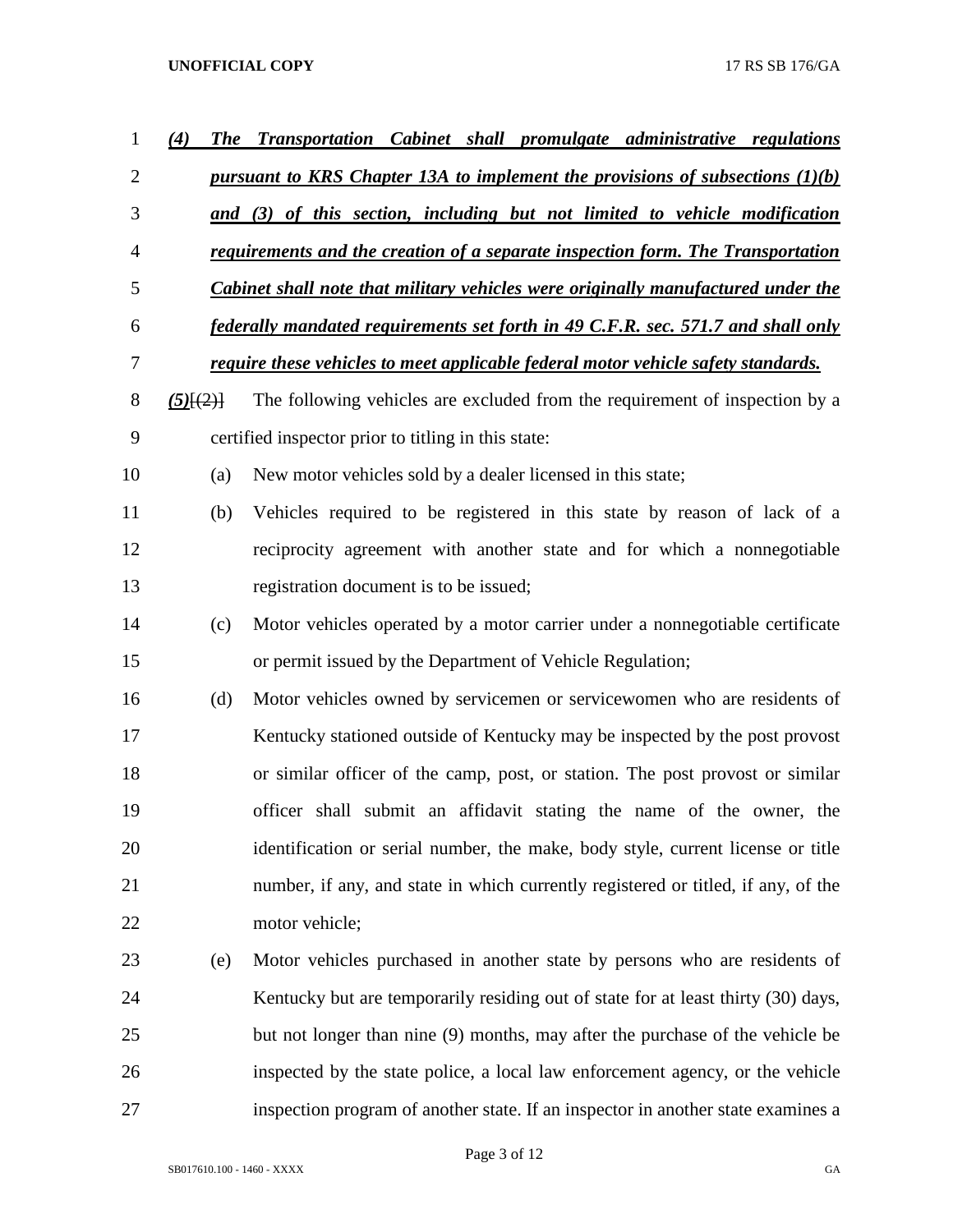***(4) The Transportation Cabinet shall promulgate administrative regulations pursuant to KRS Chapter 13A to implement the provisions of subsections (1)(b) and (3) of this section, including but not limited to vehicle modification requirements and the creation of a separate inspection form. The Transportation Cabinet shall note that military vehicles were originally manufactured under the federally mandated requirements set forth in 49 C.F.R. sec. 571.7 and shall only require these vehicles to meet applicable federal motor vehicle safety standards.***

***(5)***~~[(2)]~~ The following vehicles are excluded from the requirement of inspection by a certified inspector prior to titling in this state:

(a) New motor vehicles sold by a dealer licensed in this state;

(b) Vehicles required to be registered in this state by reason of lack of a reciprocity agreement with another state and for which a nonnegotiable registration document is to be issued;

(c) Motor vehicles operated by a motor carrier under a nonnegotiable certificate or permit issued by the Department of Vehicle Regulation;

(d) Motor vehicles owned by servicemen or servicewomen who are residents of Kentucky stationed outside of Kentucky may be inspected by the post provost or similar officer of the camp, post, or station. The post provost or similar officer shall submit an affidavit stating the name of the owner, the identification or serial number, the make, body style, current license or title number, if any, and state in which currently registered or titled, if any, of the motor vehicle;

(e) Motor vehicles purchased in another state by persons who are residents of Kentucky but are temporarily residing out of state for at least thirty (30) days, but not longer than nine (9) months, may after the purchase of the vehicle be inspected by the state police, a local law enforcement agency, or the vehicle inspection program of another state. If an inspector in another state examines a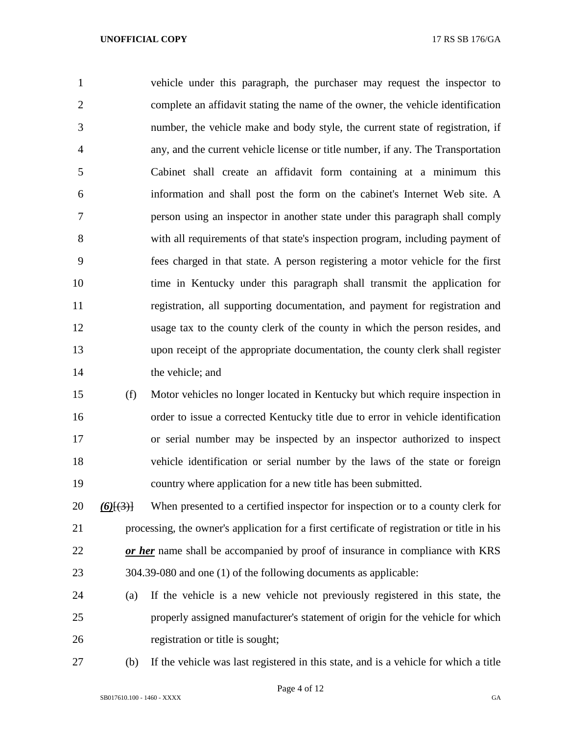vehicle under this paragraph, the purchaser may request the inspector to complete an affidavit stating the name of the owner, the vehicle identification number, the vehicle make and body style, the current state of registration, if any, and the current vehicle license or title number, if any. The Transportation Cabinet shall create an affidavit form containing at a minimum this information and shall post the form on the cabinet's Internet Web site. A person using an inspector in another state under this paragraph shall comply with all requirements of that state's inspection program, including payment of fees charged in that state. A person registering a motor vehicle for the first time in Kentucky under this paragraph shall transmit the application for registration, all supporting documentation, and payment for registration and usage tax to the county clerk of the county in which the person resides, and upon receipt of the appropriate documentation, the county clerk shall register the vehicle; and

(f) Motor vehicles no longer located in Kentucky but which require inspection in order to issue a corrected Kentucky title due to error in vehicle identification or serial number may be inspected by an inspector authorized to inspect vehicle identification or serial number by the laws of the state or foreign country where application for a new title has been submitted.

***(6)***[(3)] When presented to a certified inspector for inspection or to a county clerk for processing, the owner's application for a first certificate of registration or title in his ***or her*** name shall be accompanied by proof of insurance in compliance with KRS 304.39-080 and one (1) of the following documents as applicable:

(a) If the vehicle is a new vehicle not previously registered in this state, the properly assigned manufacturer's statement of origin for the vehicle for which registration or title is sought;

(b) If the vehicle was last registered in this state, and is a vehicle for which a title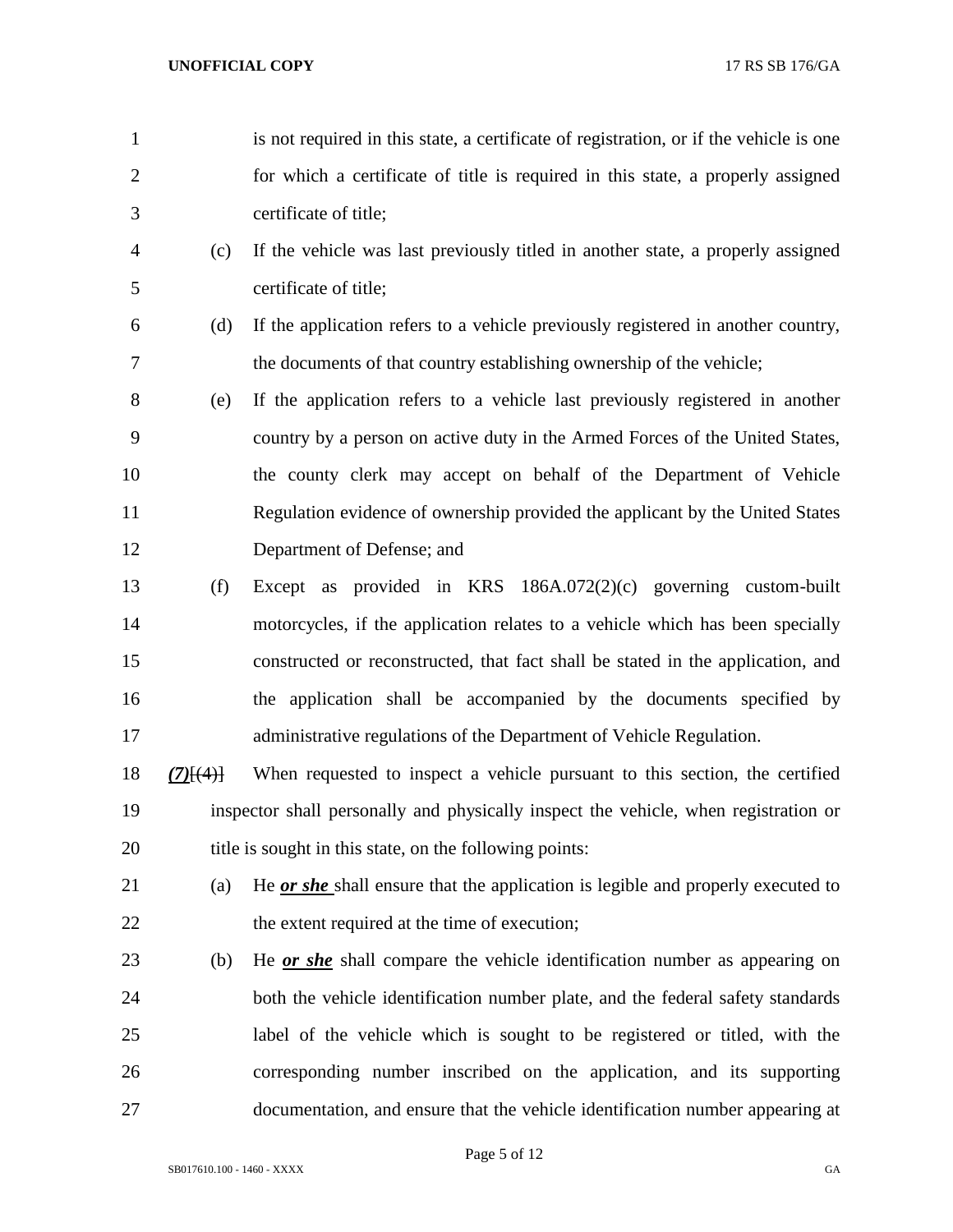is not required in this state, a certificate of registration, or if the vehicle is one for which a certificate of title is required in this state, a properly assigned certificate of title;

(c) If the vehicle was last previously titled in another state, a properly assigned certificate of title;

(d) If the application refers to a vehicle previously registered in another country, the documents of that country establishing ownership of the vehicle;

(e) If the application refers to a vehicle last previously registered in another country by a person on active duty in the Armed Forces of the United States, the county clerk may accept on behalf of the Department of Vehicle Regulation evidence of ownership provided the applicant by the United States Department of Defense; and

(f) Except as provided in KRS 186A.072(2)(c) governing custom-built motorcycles, if the application relates to a vehicle which has been specially constructed or reconstructed, that fact shall be stated in the application, and the application shall be accompanied by the documents specified by administrative regulations of the Department of Vehicle Regulation.

***(7)***~~[(4)]~~ When requested to inspect a vehicle pursuant to this section, the certified inspector shall personally and physically inspect the vehicle, when registration or title is sought in this state, on the following points:

(a) He ***or she*** shall ensure that the application is legible and properly executed to the extent required at the time of execution;

(b) He ***or she*** shall compare the vehicle identification number as appearing on both the vehicle identification number plate, and the federal safety standards label of the vehicle which is sought to be registered or titled, with the corresponding number inscribed on the application, and its supporting documentation, and ensure that the vehicle identification number appearing at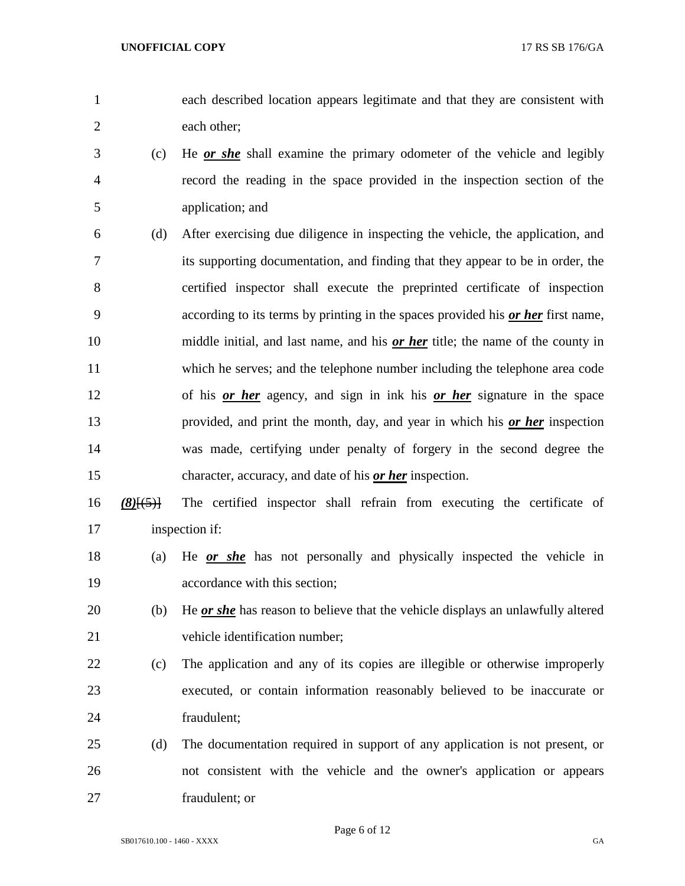each described location appears legitimate and that they are consistent with each other;

(c) He ***or she*** shall examine the primary odometer of the vehicle and legibly record the reading in the space provided in the inspection section of the application; and

(d) After exercising due diligence in inspecting the vehicle, the application, and its supporting documentation, and finding that they appear to be in order, the certified inspector shall execute the preprinted certificate of inspection according to its terms by printing in the spaces provided his ***or her*** first name, middle initial, and last name, and his ***or her*** title; the name of the county in which he serves; and the telephone number including the telephone area code of his ***or her*** agency, and sign in ink his ***or her*** signature in the space provided, and print the month, day, and year in which his ***or her*** inspection was made, certifying under penalty of forgery in the second degree the character, accuracy, and date of his ***or her*** inspection.

***(8)***~~[(5)]~~ The certified inspector shall refrain from executing the certificate of inspection if:

(a) He ***or she*** has not personally and physically inspected the vehicle in accordance with this section;

(b) He ***or she*** has reason to believe that the vehicle displays an unlawfully altered vehicle identification number;

(c) The application and any of its copies are illegible or otherwise improperly executed, or contain information reasonably believed to be inaccurate or fraudulent;

(d) The documentation required in support of any application is not present, or not consistent with the vehicle and the owner's application or appears fraudulent; or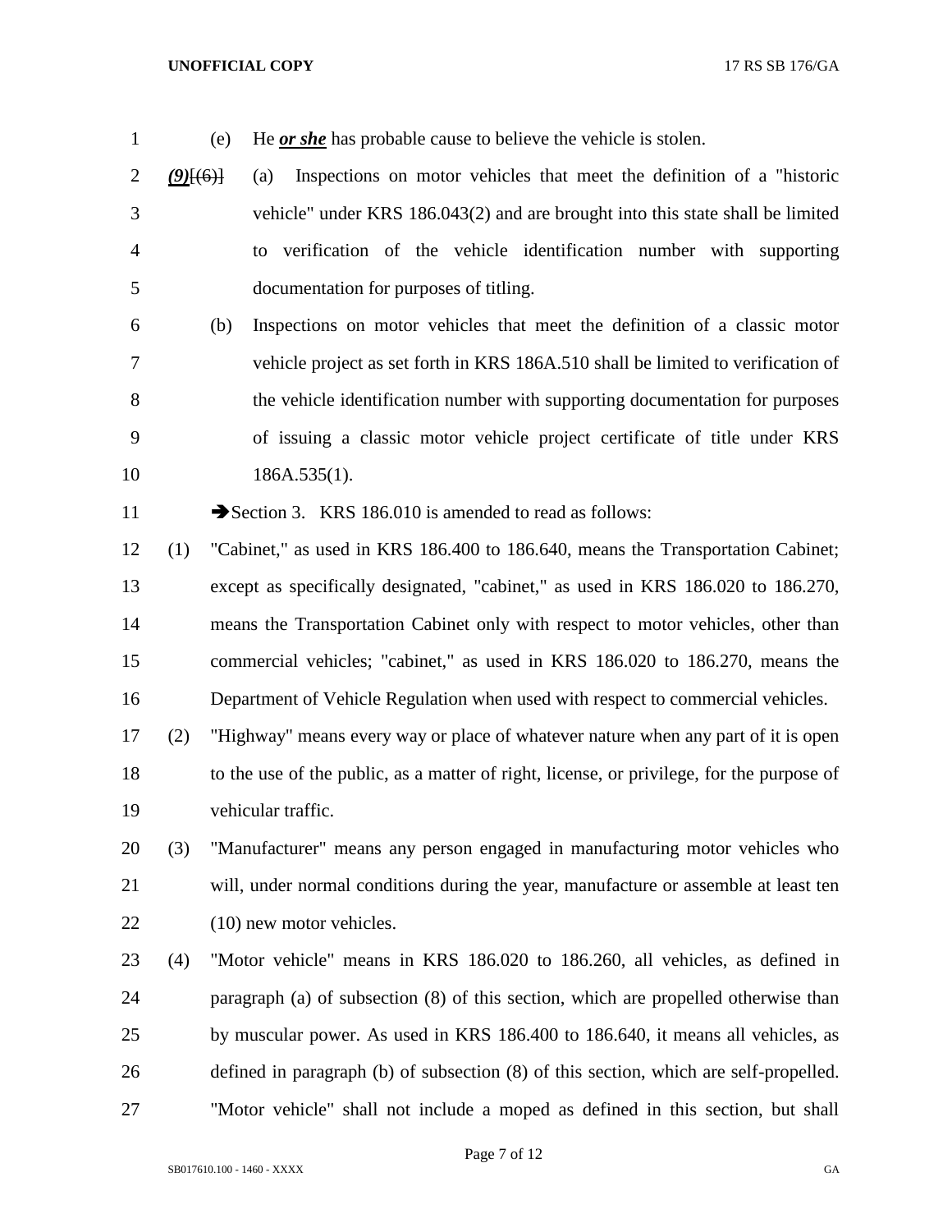(e) He ***or she*** has probable cause to believe the vehicle is stolen.

***(9)***~~[(6)]~~ (a) Inspections on motor vehicles that meet the definition of a "historic vehicle" under KRS 186.043(2) and are brought into this state shall be limited to verification of the vehicle identification number with supporting documentation for purposes of titling.

(b) Inspections on motor vehicles that meet the definition of a classic motor vehicle project as set forth in KRS 186A.510 shall be limited to verification of the vehicle identification number with supporting documentation for purposes of issuing a classic motor vehicle project certificate of title under KRS 186A.535(1).

➔Section 3. KRS 186.010 is amended to read as follows:

(1) "Cabinet," as used in KRS 186.400 to 186.640, means the Transportation Cabinet; except as specifically designated, "cabinet," as used in KRS 186.020 to 186.270, means the Transportation Cabinet only with respect to motor vehicles, other than commercial vehicles; "cabinet," as used in KRS 186.020 to 186.270, means the Department of Vehicle Regulation when used with respect to commercial vehicles.

(2) "Highway" means every way or place of whatever nature when any part of it is open to the use of the public, as a matter of right, license, or privilege, for the purpose of vehicular traffic.

(3) "Manufacturer" means any person engaged in manufacturing motor vehicles who will, under normal conditions during the year, manufacture or assemble at least ten (10) new motor vehicles.

(4) "Motor vehicle" means in KRS 186.020 to 186.260, all vehicles, as defined in paragraph (a) of subsection (8) of this section, which are propelled otherwise than by muscular power. As used in KRS 186.400 to 186.640, it means all vehicles, as defined in paragraph (b) of subsection (8) of this section, which are self-propelled. "Motor vehicle" shall not include a moped as defined in this section, but shall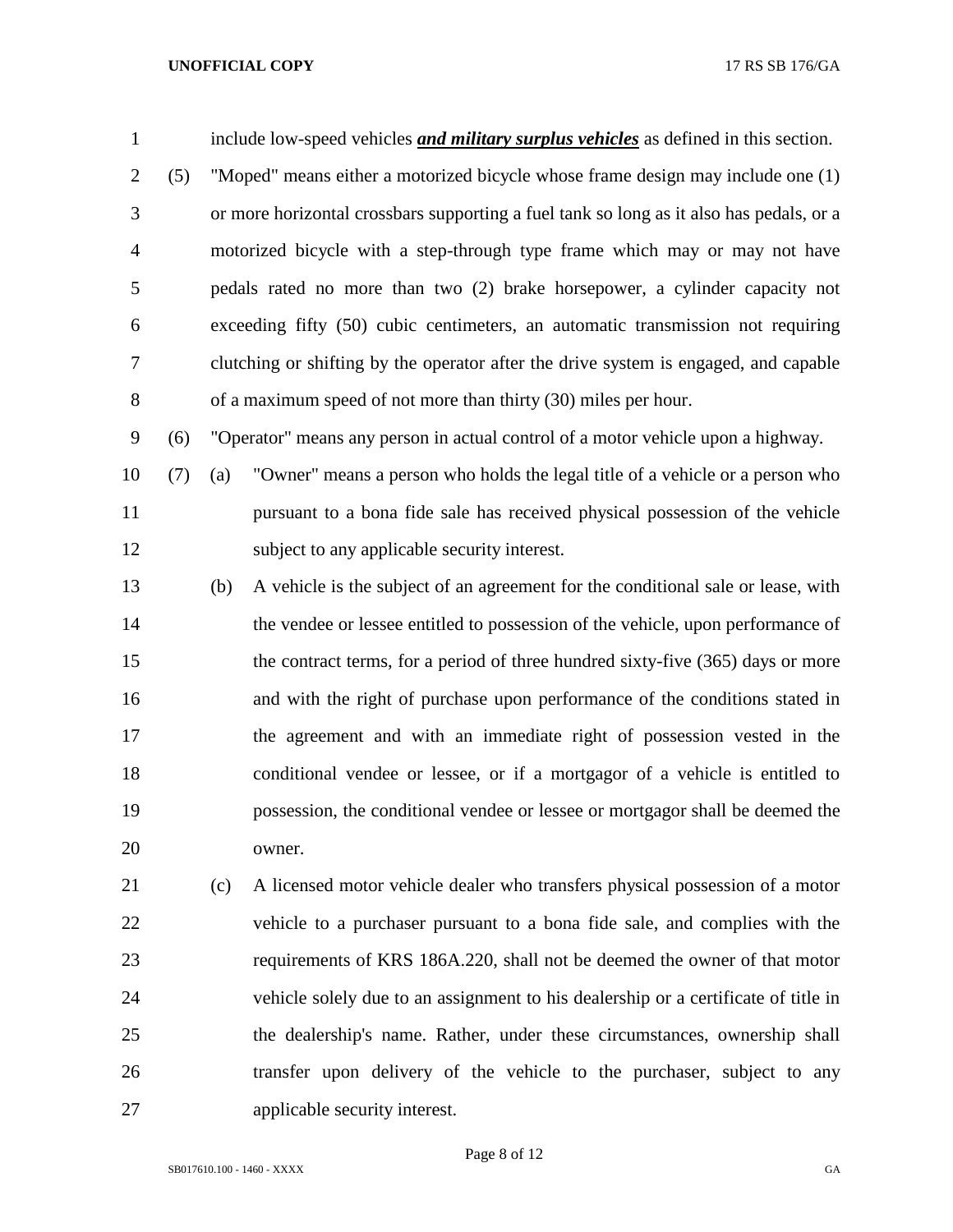include low-speed vehicles ***and military surplus vehicles*** as defined in this section.

(5) "Moped" means either a motorized bicycle whose frame design may include one (1) or more horizontal crossbars supporting a fuel tank so long as it also has pedals, or a motorized bicycle with a step-through type frame which may or may not have pedals rated no more than two (2) brake horsepower, a cylinder capacity not exceeding fifty (50) cubic centimeters, an automatic transmission not requiring clutching or shifting by the operator after the drive system is engaged, and capable of a maximum speed of not more than thirty (30) miles per hour.

(6) "Operator" means any person in actual control of a motor vehicle upon a highway.

(7) (a) "Owner" means a person who holds the legal title of a vehicle or a person who pursuant to a bona fide sale has received physical possession of the vehicle subject to any applicable security interest.

(b) A vehicle is the subject of an agreement for the conditional sale or lease, with the vendee or lessee entitled to possession of the vehicle, upon performance of the contract terms, for a period of three hundred sixty-five (365) days or more and with the right of purchase upon performance of the conditions stated in the agreement and with an immediate right of possession vested in the conditional vendee or lessee, or if a mortgagor of a vehicle is entitled to possession, the conditional vendee or lessee or mortgagor shall be deemed the owner.

(c) A licensed motor vehicle dealer who transfers physical possession of a motor vehicle to a purchaser pursuant to a bona fide sale, and complies with the requirements of KRS 186A.220, shall not be deemed the owner of that motor vehicle solely due to an assignment to his dealership or a certificate of title in the dealership's name. Rather, under these circumstances, ownership shall transfer upon delivery of the vehicle to the purchaser, subject to any applicable security interest.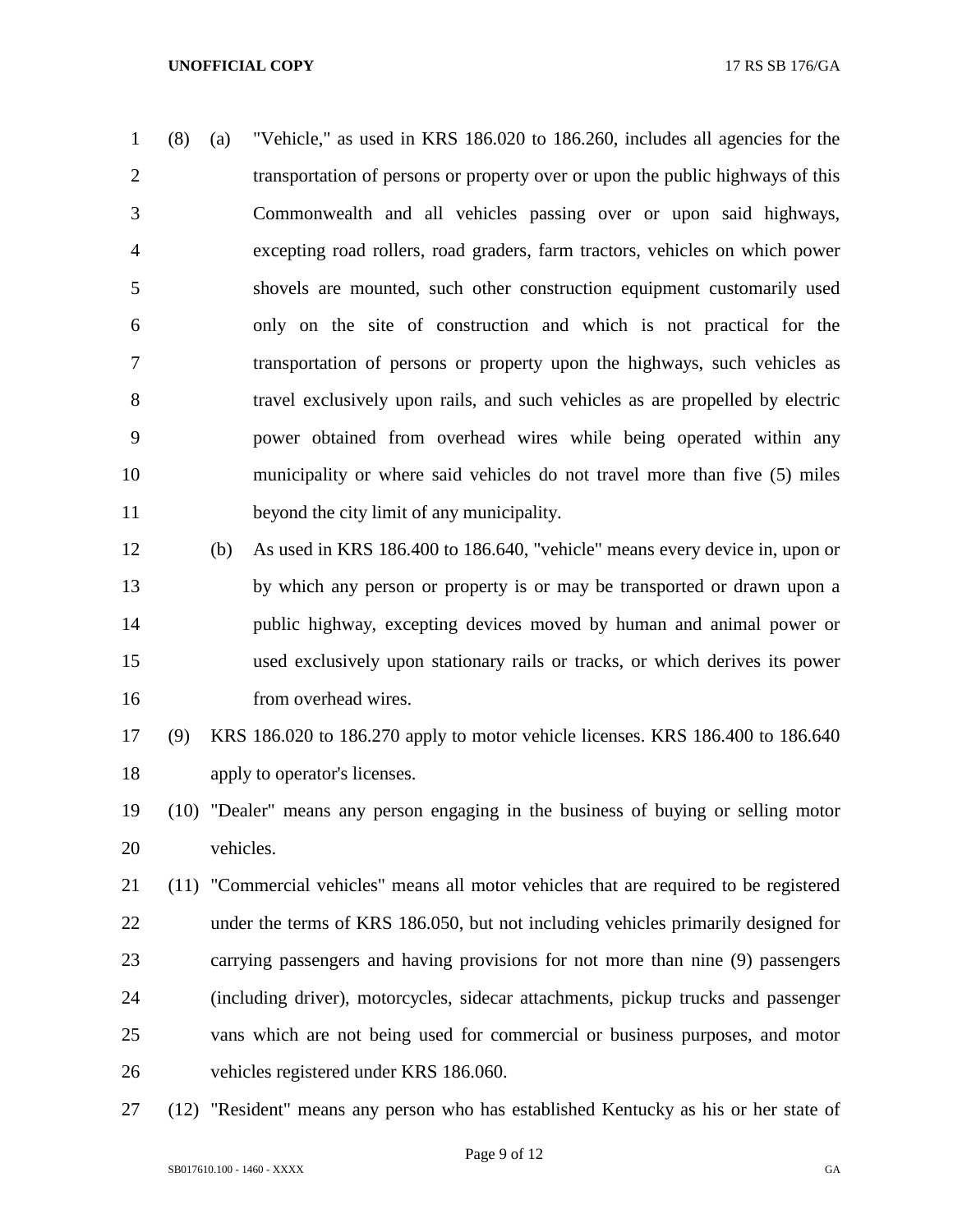(8) (a) "Vehicle," as used in KRS 186.020 to 186.260, includes all agencies for the transportation of persons or property over or upon the public highways of this Commonwealth and all vehicles passing over or upon said highways, excepting road rollers, road graders, farm tractors, vehicles on which power shovels are mounted, such other construction equipment customarily used only on the site of construction and which is not practical for the transportation of persons or property upon the highways, such vehicles as travel exclusively upon rails, and such vehicles as are propelled by electric power obtained from overhead wires while being operated within any municipality or where said vehicles do not travel more than five (5) miles beyond the city limit of any municipality.

(b) As used in KRS 186.400 to 186.640, "vehicle" means every device in, upon or by which any person or property is or may be transported or drawn upon a public highway, excepting devices moved by human and animal power or used exclusively upon stationary rails or tracks, or which derives its power from overhead wires.

(9) KRS 186.020 to 186.270 apply to motor vehicle licenses. KRS 186.400 to 186.640 apply to operator's licenses.

(10) "Dealer" means any person engaging in the business of buying or selling motor vehicles.

(11) "Commercial vehicles" means all motor vehicles that are required to be registered under the terms of KRS 186.050, but not including vehicles primarily designed for carrying passengers and having provisions for not more than nine (9) passengers (including driver), motorcycles, sidecar attachments, pickup trucks and passenger vans which are not being used for commercial or business purposes, and motor vehicles registered under KRS 186.060.

(12) "Resident" means any person who has established Kentucky as his or her state of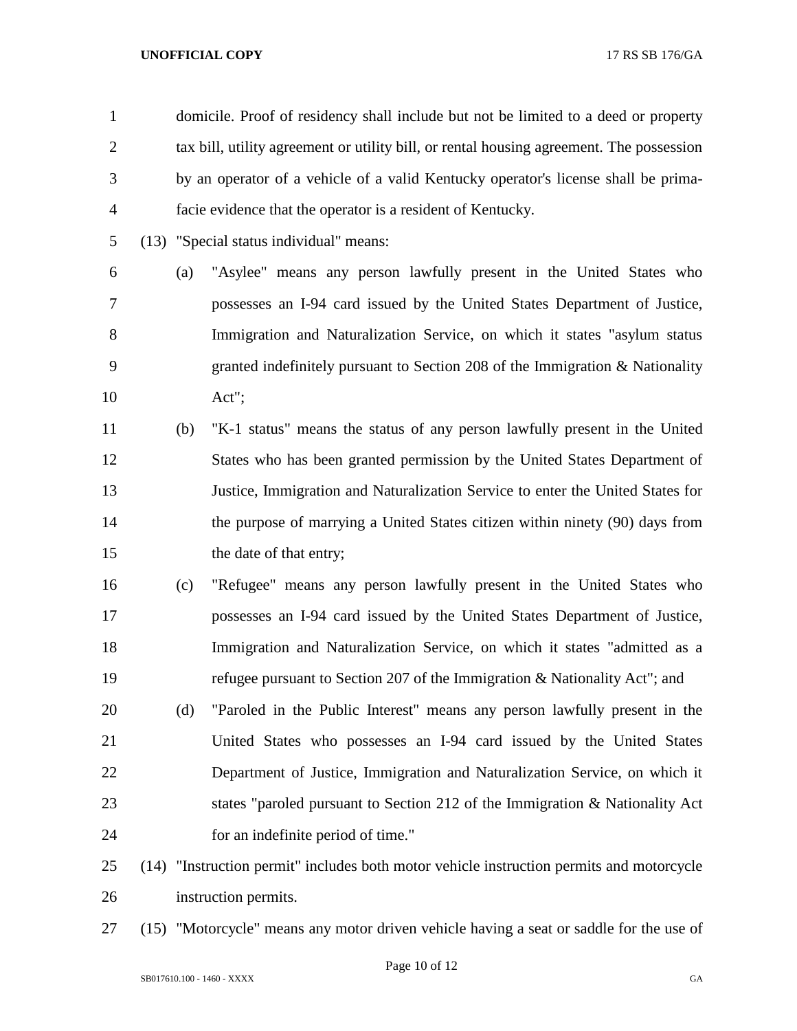domicile. Proof of residency shall include but not be limited to a deed or property tax bill, utility agreement or utility bill, or rental housing agreement. The possession by an operator of a vehicle of a valid Kentucky operator's license shall be prima-facie evidence that the operator is a resident of Kentucky.

(13) "Special status individual" means:

(a) "Asylee" means any person lawfully present in the United States who possesses an I-94 card issued by the United States Department of Justice, Immigration and Naturalization Service, on which it states "asylum status granted indefinitely pursuant to Section 208 of the Immigration & Nationality Act";

(b) "K-1 status" means the status of any person lawfully present in the United States who has been granted permission by the United States Department of Justice, Immigration and Naturalization Service to enter the United States for the purpose of marrying a United States citizen within ninety (90) days from the date of that entry;

(c) "Refugee" means any person lawfully present in the United States who possesses an I-94 card issued by the United States Department of Justice, Immigration and Naturalization Service, on which it states "admitted as a refugee pursuant to Section 207 of the Immigration & Nationality Act"; and

(d) "Paroled in the Public Interest" means any person lawfully present in the United States who possesses an I-94 card issued by the United States Department of Justice, Immigration and Naturalization Service, on which it states "paroled pursuant to Section 212 of the Immigration & Nationality Act for an indefinite period of time."

(14) "Instruction permit" includes both motor vehicle instruction permits and motorcycle instruction permits.

(15) "Motorcycle" means any motor driven vehicle having a seat or saddle for the use of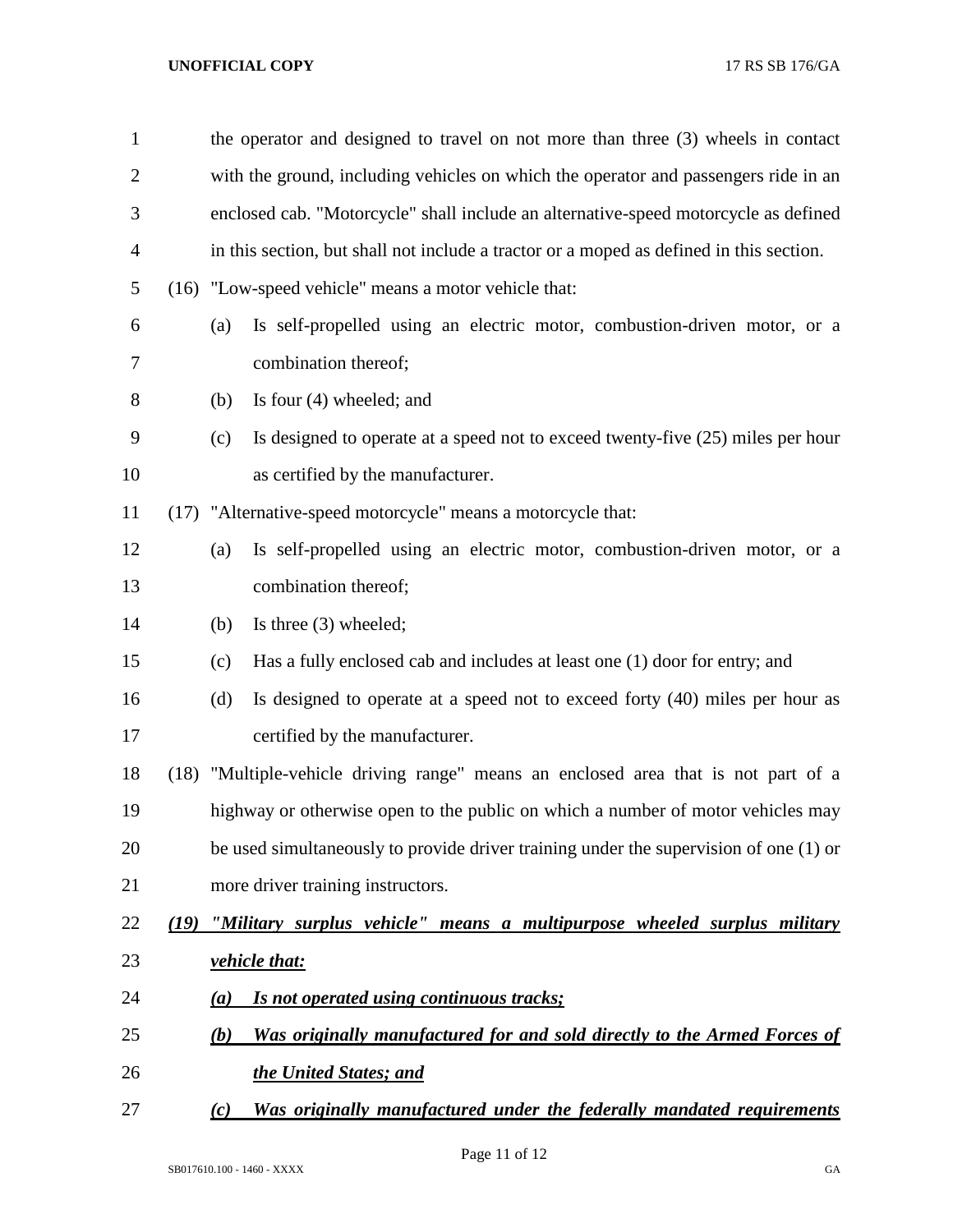the operator and designed to travel on not more than three (3) wheels in contact with the ground, including vehicles on which the operator and passengers ride in an enclosed cab. "Motorcycle" shall include an alternative-speed motorcycle as defined in this section, but shall not include a tractor or a moped as defined in this section.

(16) "Low-speed vehicle" means a motor vehicle that:

(a) Is self-propelled using an electric motor, combustion-driven motor, or a combination thereof;

(b) Is four (4) wheeled; and

(c) Is designed to operate at a speed not to exceed twenty-five (25) miles per hour as certified by the manufacturer.

(17) "Alternative-speed motorcycle" means a motorcycle that:

(a) Is self-propelled using an electric motor, combustion-driven motor, or a combination thereof;

(b) Is three (3) wheeled;

(c) Has a fully enclosed cab and includes at least one (1) door for entry; and

(d) Is designed to operate at a speed not to exceed forty (40) miles per hour as certified by the manufacturer.

(18) "Multiple-vehicle driving range" means an enclosed area that is not part of a highway or otherwise open to the public on which a number of motor vehicles may be used simultaneously to provide driver training under the supervision of one (1) or more driver training instructors.

***(19) "Military surplus vehicle" means a multipurpose wheeled surplus military vehicle that:***

***(a) Is not operated using continuous tracks;***

***(b) Was originally manufactured for and sold directly to the Armed Forces of the United States; and***

***(c) Was originally manufactured under the federally mandated requirements***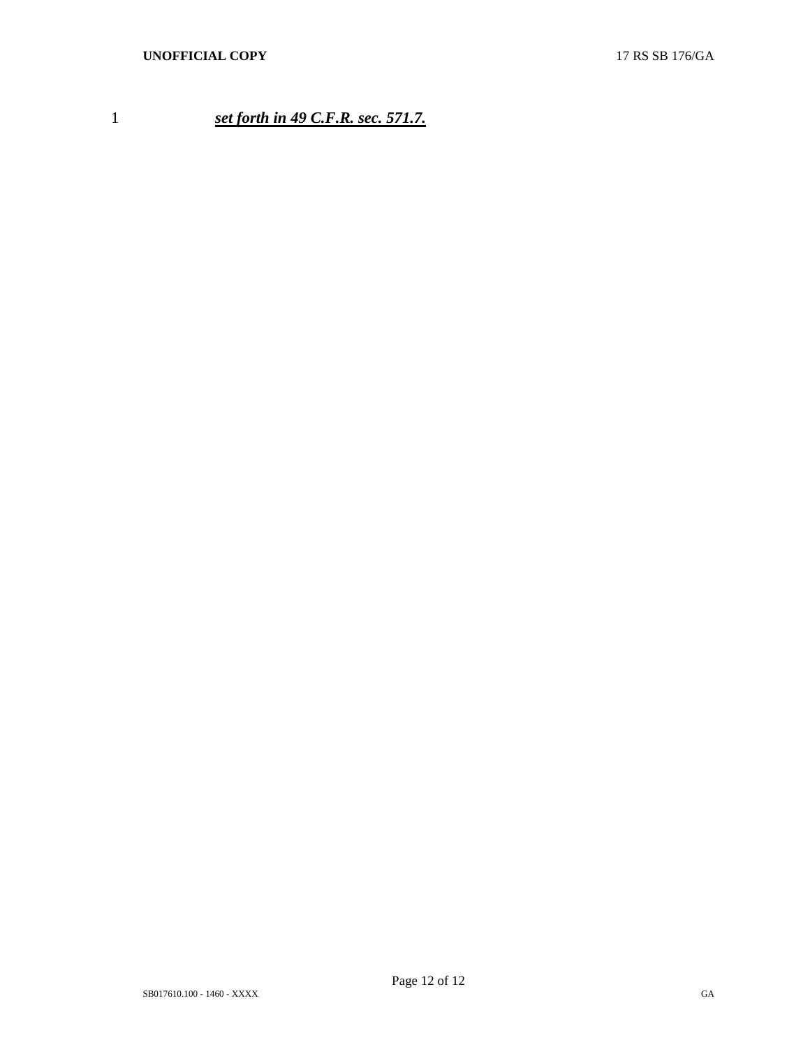***set forth in 49 C.F.R. sec. 571.7.***